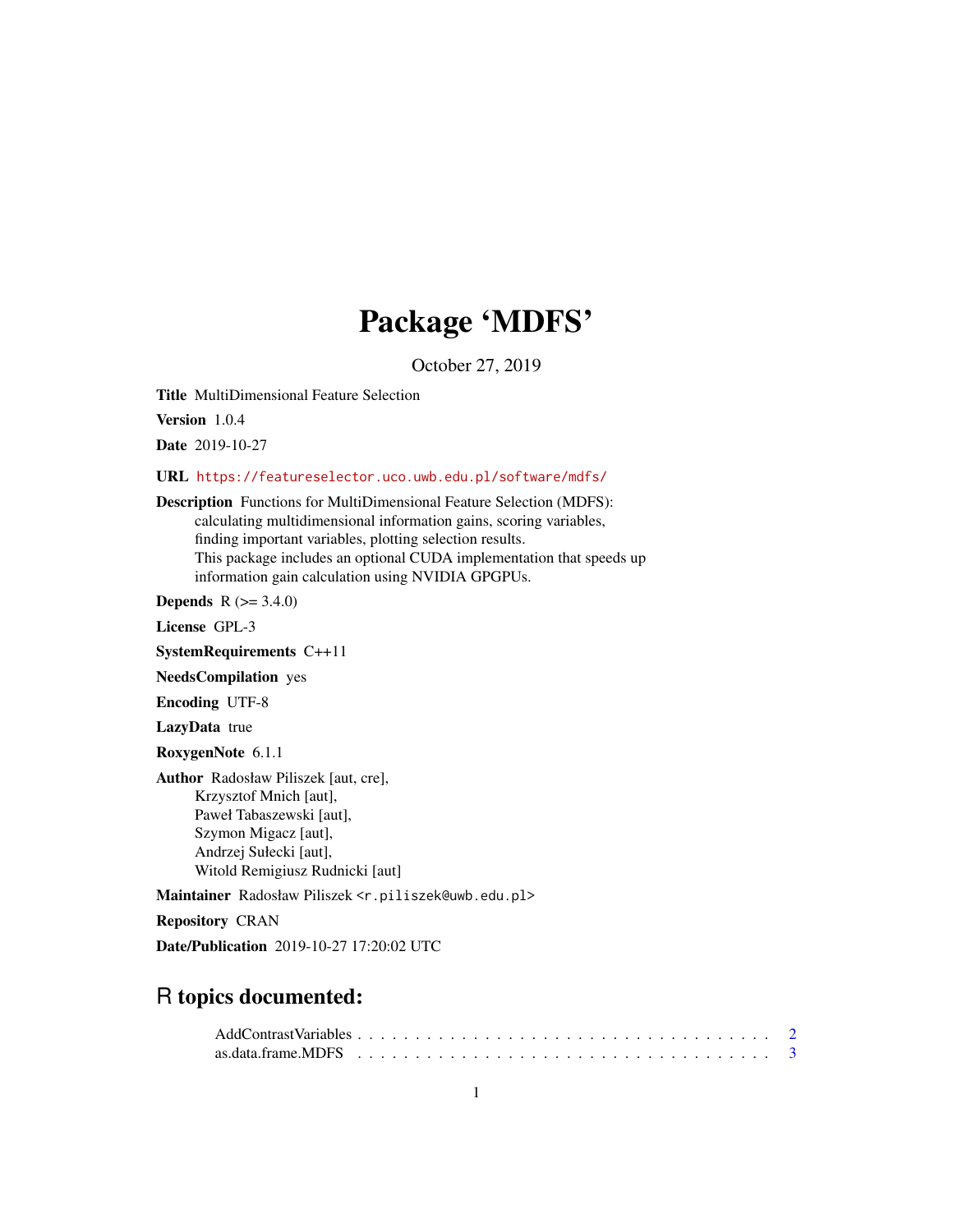# Package 'MDFS'

October 27, 2019

**Title** MultiDimensional Feature Selection

**Version** 1.0.4

**Date** 2019-10-27

**URL** https://featureselector.uco.uwb.edu.pl/software/mdfs/

**Description** Functions for MultiDimensional Feature Selection (MDFS):
calculating multidimensional information gains, scoring variables,
finding important variables, plotting selection results.
This package includes an optional CUDA implementation that speeds up
information gain calculation using NVIDIA GPGPUs.

**Depends** R (>= 3.4.0)

**License** GPL-3

**SystemRequirements** C++11

**NeedsCompilation** yes

**Encoding** UTF-8

**LazyData** true

**RoxygenNote** 6.1.1

**Author** Radosław Piliszek [aut, cre],
Krzysztof Mnich [aut],
Paweł Tabaszewski [aut],
Szymon Migacz [aut],
Andrzej Sułecki [aut],
Witold Remigiusz Rudnicki [aut]

**Maintainer** Radosław Piliszek <r.piliszek@uwb.edu.pl>

**Repository** CRAN

**Date/Publication** 2019-10-27 17:20:02 UTC

## R topics documented:

AddContrastVariables . . . . . . . . . . . . . . . . . . . . . . . . . . . . . . . . . . 2
as.data.frame.MDFS . . . . . . . . . . . . . . . . . . . . . . . . . . . . . . . . . . 3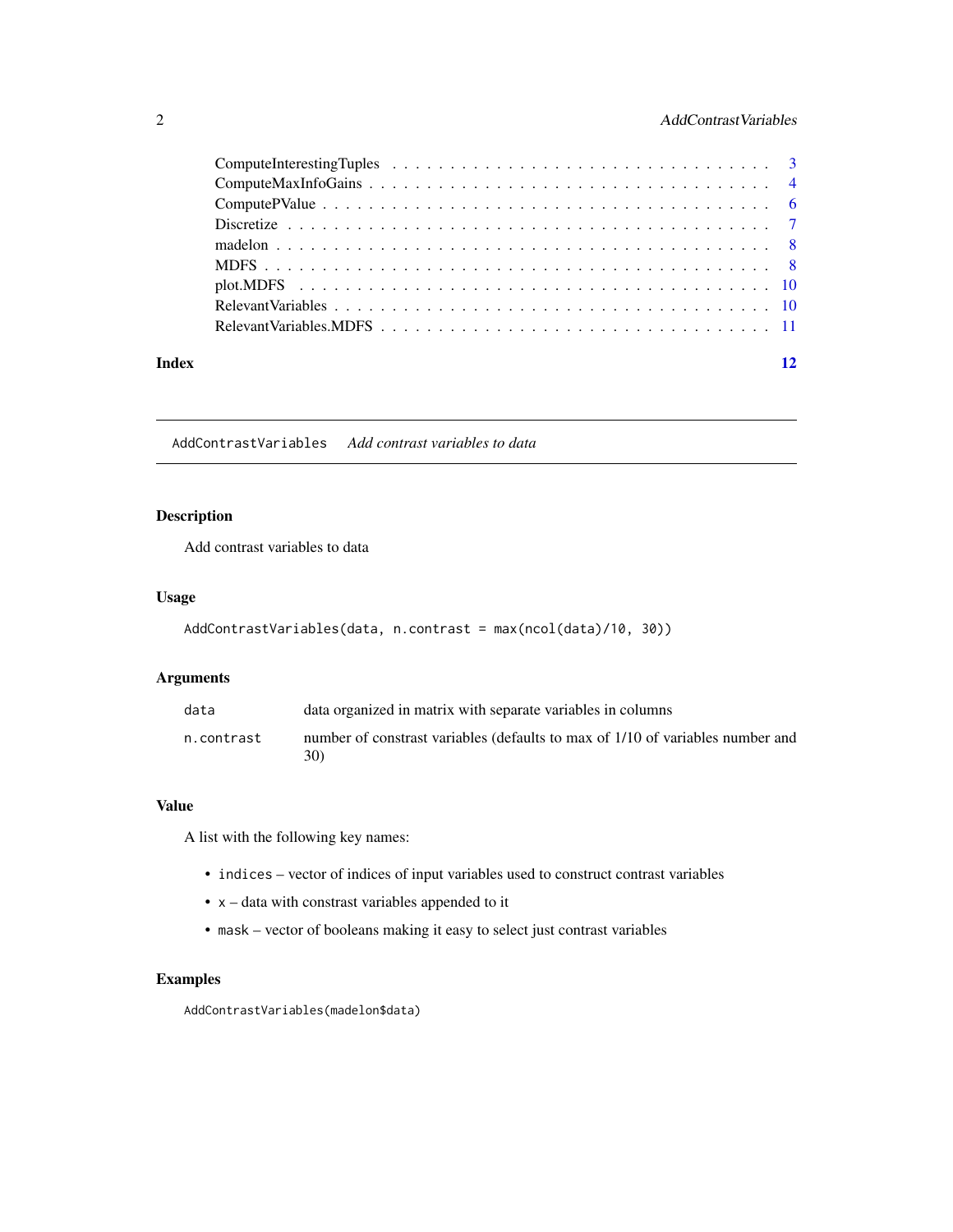| | |
|---|---|
| ComputeInterestingTuples | 3 |
| ComputeMaxInfoGains | 4 |
| ComputePValue | 6 |
| Discretize | 7 |
| madelon | 8 |
| MDFS | 8 |
| plot.MDFS | 10 |
| RelevantVariables | 10 |
| RelevantVariables.MDFS | 11 |

**Index** 12

---

## AddContrastVariables *Add contrast variables to data*

### Description

Add contrast variables to data

### Usage

```
AddContrastVariables(data, n.contrast = max(ncol(data)/10, 30))
```

### Arguments

| | |
|---|---|
| `data` | data organized in matrix with separate variables in columns |
| `n.contrast` | number of constrast variables (defaults to max of 1/10 of variables number and 30) |

### Value

A list with the following key names:

- `indices` – vector of indices of input variables used to construct contrast variables
- `x` – data with constrast variables appended to it
- `mask` – vector of booleans making it easy to select just contrast variables

### Examples

```
AddContrastVariables(madelon$data)
```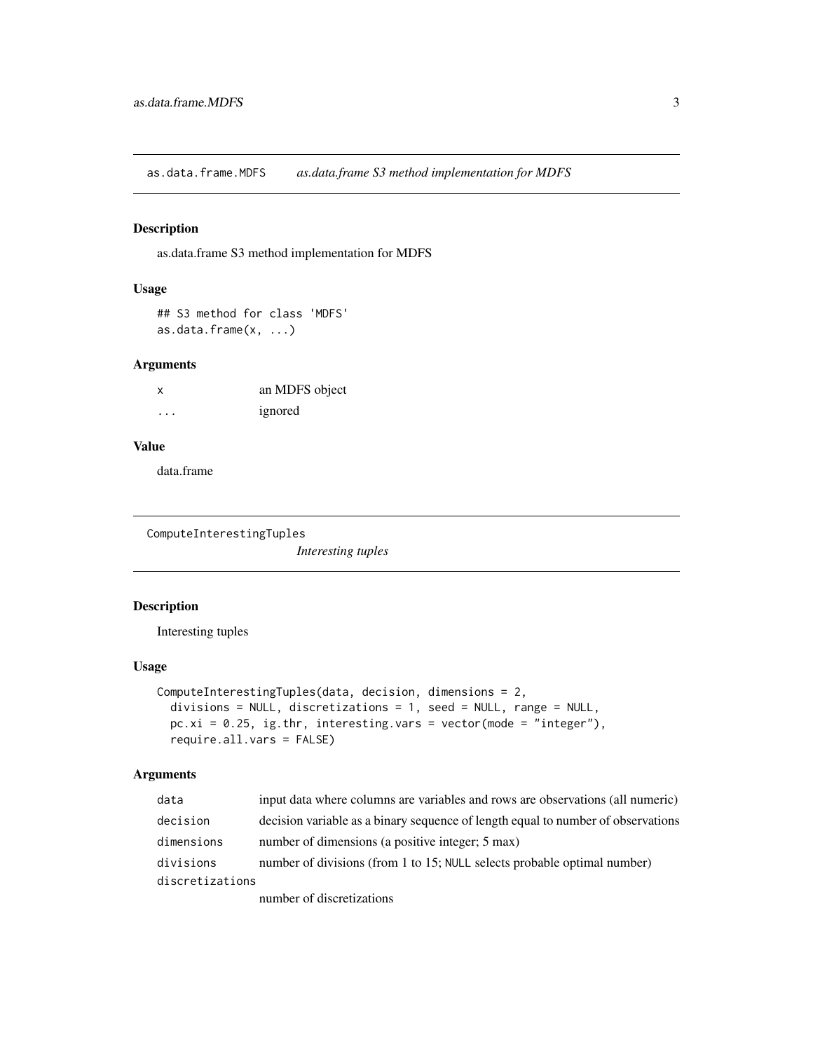## as.data.frame.MDFS — *as.data.frame S3 method implementation for MDFS*

### Description

as.data.frame S3 method implementation for MDFS

### Usage

```
## S3 method for class 'MDFS'
as.data.frame(x, ...)
```

### Arguments

| | |
|---|---|
| x | an MDFS object |
| ... | ignored |

### Value

data.frame

## ComputeInterestingTuples — *Interesting tuples*

### Description

Interesting tuples

### Usage

```
ComputeInterestingTuples(data, decision, dimensions = 2,
  divisions = NULL, discretizations = 1, seed = NULL, range = NULL,
  pc.xi = 0.25, ig.thr, interesting.vars = vector(mode = "integer"),
  require.all.vars = FALSE)
```

### Arguments

| | |
|---|---|
| data | input data where columns are variables and rows are observations (all numeric) |
| decision | decision variable as a binary sequence of length equal to number of observations |
| dimensions | number of dimensions (a positive integer; 5 max) |
| divisions | number of divisions (from 1 to 15; NULL selects probable optimal number) |
| discretizations | number of discretizations |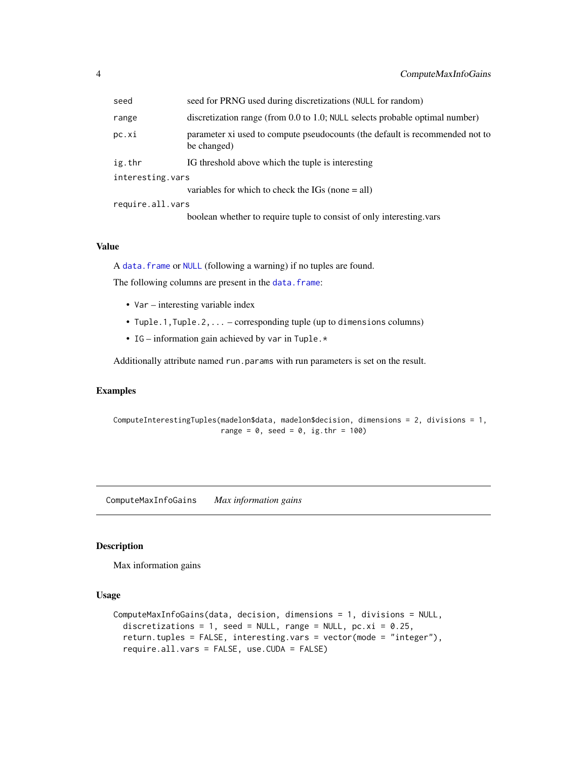| | |
|---|---|
| `seed` | seed for PRNG used during discretizations (`NULL` for random) |
| `range` | discretization range (from 0.0 to 1.0; `NULL` selects probable optimal number) |
| `pc.xi` | parameter xi used to compute pseudocounts (the default is recommended not to be changed) |
| `ig.thr` | IG threshold above which the tuple is interesting |
| `interesting.vars` | variables for which to check the IGs (none = all) |
| `require.all.vars` | boolean whether to require tuple to consist of only interesting.vars |

### Value

A `data.frame` or `NULL` (following a warning) if no tuples are found.

The following columns are present in the `data.frame`:

- `Var` – interesting variable index
- `Tuple.1,Tuple.2,...` – corresponding tuple (up to `dimensions` columns)
- `IG` – information gain achieved by `var` in `Tuple.*`

Additionally attribute named `run.params` with run parameters is set on the result.

### Examples

```
ComputeInterestingTuples(madelon$data, madelon$decision, dimensions = 2, divisions = 1,
                         range = 0, seed = 0, ig.thr = 100)
```

---

## ComputeMaxInfoGains *Max information gains*

### Description

Max information gains

### Usage

```
ComputeMaxInfoGains(data, decision, dimensions = 1, divisions = NULL,
  discretizations = 1, seed = NULL, range = NULL, pc.xi = 0.25,
  return.tuples = FALSE, interesting.vars = vector(mode = "integer"),
  require.all.vars = FALSE, use.CUDA = FALSE)
```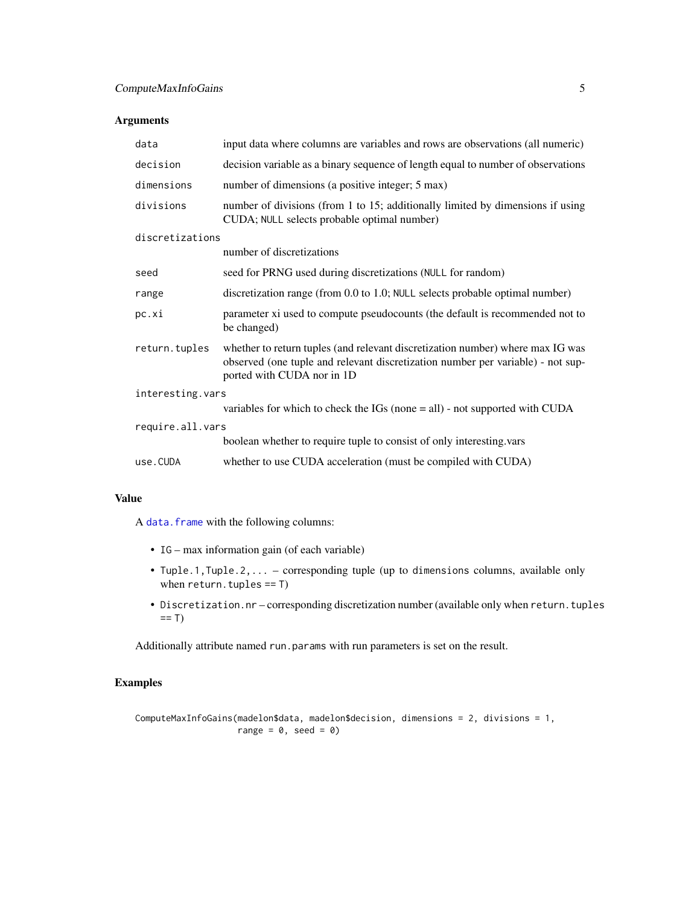## Arguments

| | |
|---|---|
| `data` | input data where columns are variables and rows are observations (all numeric) |
| `decision` | decision variable as a binary sequence of length equal to number of observations |
| `dimensions` | number of dimensions (a positive integer; 5 max) |
| `divisions` | number of divisions (from 1 to 15; additionally limited by dimensions if using CUDA; `NULL` selects probable optimal number) |
| `discretizations` | number of discretizations |
| `seed` | seed for PRNG used during discretizations (`NULL` for random) |
| `range` | discretization range (from 0.0 to 1.0; `NULL` selects probable optimal number) |
| `pc.xi` | parameter xi used to compute pseudocounts (the default is recommended not to be changed) |
| `return.tuples` | whether to return tuples (and relevant discretization number) where max IG was observed (one tuple and relevant discretization number per variable) - not supported with CUDA nor in 1D |
| `interesting.vars` | variables for which to check the IGs (none = all) - not supported with CUDA |
| `require.all.vars` | boolean whether to require tuple to consist of only interesting.vars |
| `use.CUDA` | whether to use CUDA acceleration (must be compiled with CUDA) |

## Value

A `data.frame` with the following columns:

- `IG` – max information gain (of each variable)
- `Tuple.1,Tuple.2,...` – corresponding tuple (up to `dimensions` columns, available only when `return.tuples == T`)
- `Discretization.nr` – corresponding discretization number (available only when `return.tuples == T`)

Additionally attribute named `run.params` with run parameters is set on the result.

## Examples

```
ComputeMaxInfoGains(madelon$data, madelon$decision, dimensions = 2, divisions = 1,
                    range = 0, seed = 0)
```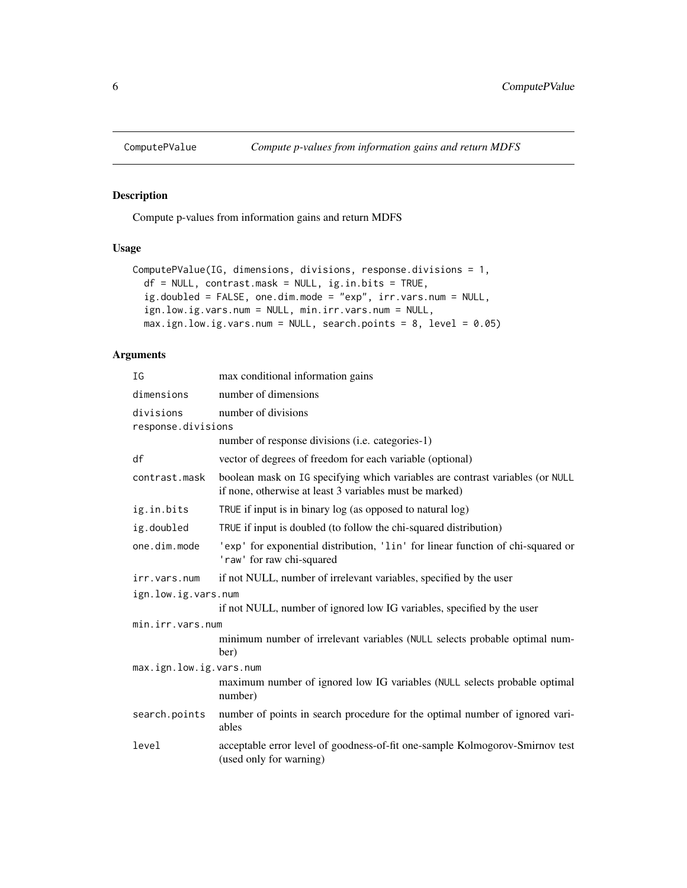## ComputePValue — *Compute p-values from information gains and return MDFS*

### Description

Compute p-values from information gains and return MDFS

### Usage

```
ComputePValue(IG, dimensions, divisions, response.divisions = 1,
  df = NULL, contrast.mask = NULL, ig.in.bits = TRUE,
  ig.doubled = FALSE, one.dim.mode = "exp", irr.vars.num = NULL,
  ign.low.ig.vars.num = NULL, min.irr.vars.num = NULL,
  max.ign.low.ig.vars.num = NULL, search.points = 8, level = 0.05)
```

### Arguments

| Argument | Description |
|---|---|
| IG | max conditional information gains |
| dimensions | number of dimensions |
| divisions | number of divisions |
| response.divisions | number of response divisions (i.e. categories-1) |
| df | vector of degrees of freedom for each variable (optional) |
| contrast.mask | boolean mask on IG specifying which variables are contrast variables (or NULL if none, otherwise at least 3 variables must be marked) |
| ig.in.bits | TRUE if input is in binary log (as opposed to natural log) |
| ig.doubled | TRUE if input is doubled (to follow the chi-squared distribution) |
| one.dim.mode | 'exp' for exponential distribution, 'lin' for linear function of chi-squared or 'raw' for raw chi-squared |
| irr.vars.num | if not NULL, number of irrelevant variables, specified by the user |
| ign.low.ig.vars.num | if not NULL, number of ignored low IG variables, specified by the user |
| min.irr.vars.num | minimum number of irrelevant variables (NULL selects probable optimal number) |
| max.ign.low.ig.vars.num | maximum number of ignored low IG variables (NULL selects probable optimal number) |
| search.points | number of points in search procedure for the optimal number of ignored variables |
| level | acceptable error level of goodness-of-fit one-sample Kolmogorov-Smirnov test (used only for warning) |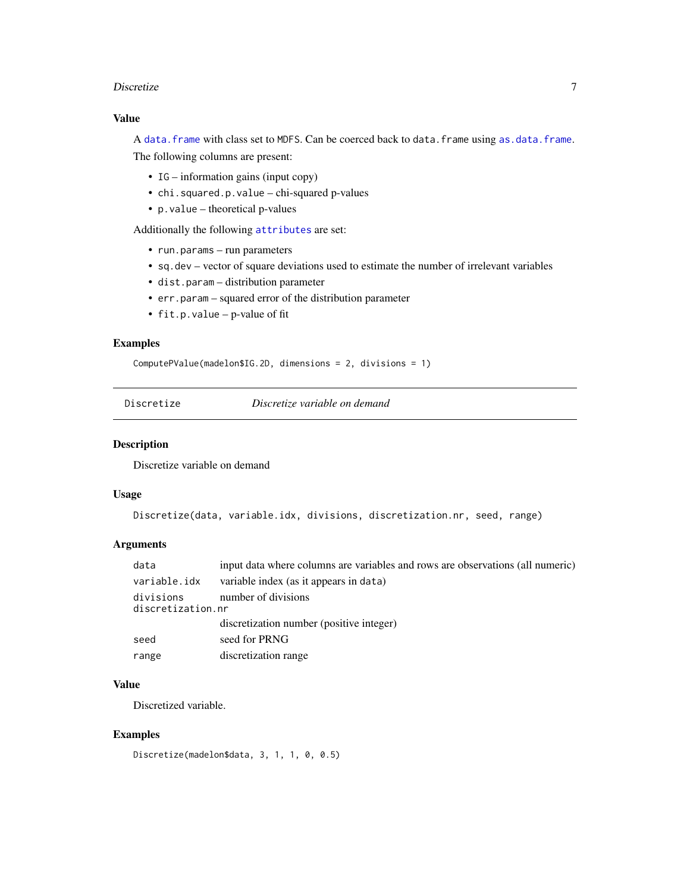### Value

A `data.frame` with class set to `MDFS`. Can be coerced back to `data.frame` using `as.data.frame`.

The following columns are present:

- `IG` – information gains (input copy)
- `chi.squared.p.value` – chi-squared p-values
- `p.value` – theoretical p-values

Additionally the following `attributes` are set:

- `run.params` – run parameters
- `sq.dev` – vector of square deviations used to estimate the number of irrelevant variables
- `dist.param` – distribution parameter
- `err.param` – squared error of the distribution parameter
- `fit.p.value` – p-value of fit

### Examples

```
ComputePValue(madelon$IG.2D, dimensions = 2, divisions = 1)
```

---

## Discretize — *Discretize variable on demand*

---

### Description

Discretize variable on demand

### Usage

```
Discretize(data, variable.idx, divisions, discretization.nr, seed, range)
```

### Arguments

| Argument | Description |
|---|---|
| `data` | input data where columns are variables and rows are observations (all numeric) |
| `variable.idx` | variable index (as it appears in `data`) |
| `divisions` | number of divisions |
| `discretization.nr` | discretization number (positive integer) |
| `seed` | seed for PRNG |
| `range` | discretization range |

### Value

Discretized variable.

### Examples

```
Discretize(madelon$data, 3, 1, 1, 0, 0.5)
```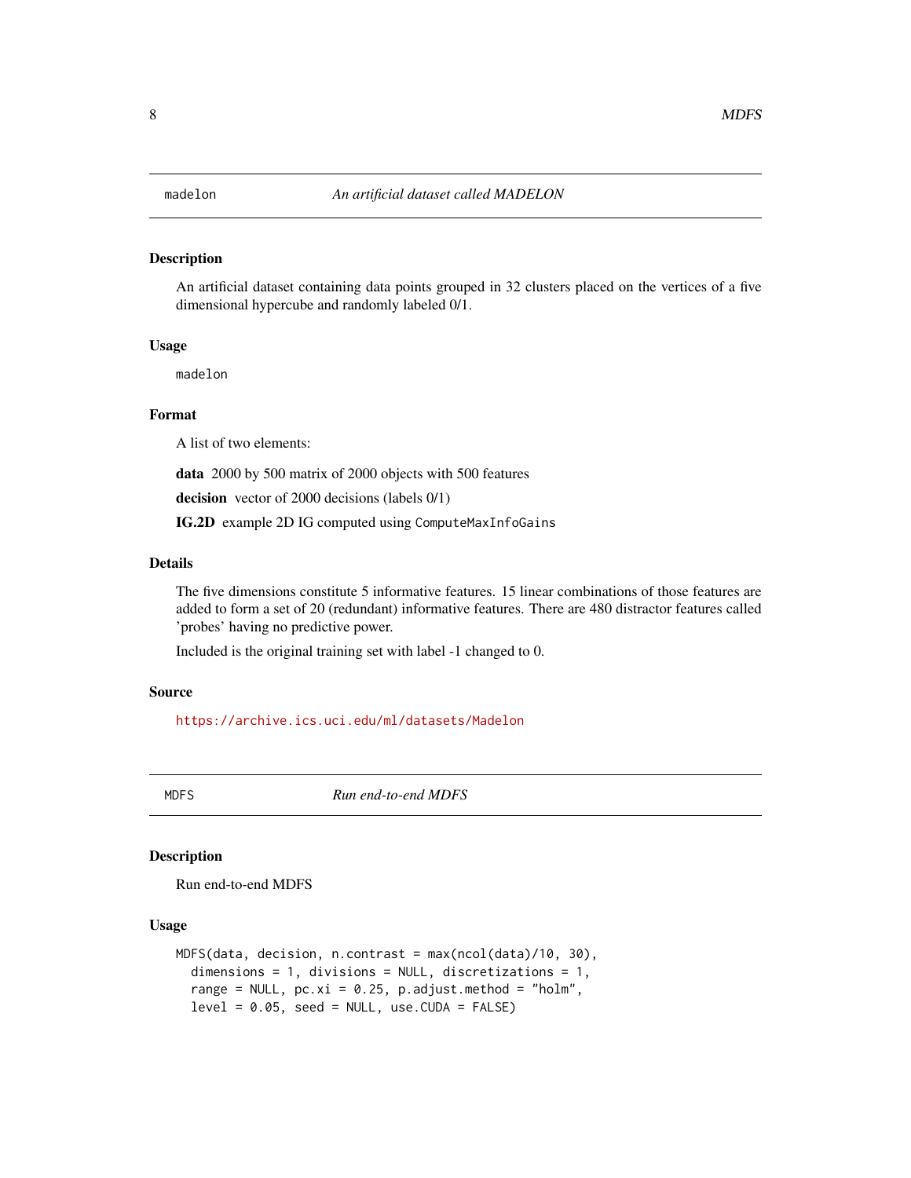## madelon — *An artificial dataset called MADELON*

### Description

An artificial dataset containing data points grouped in 32 clusters placed on the vertices of a five dimensional hypercube and randomly labeled 0/1.

### Usage

```
madelon
```

### Format

A list of two elements:

**data** 2000 by 500 matrix of 2000 objects with 500 features

**decision** vector of 2000 decisions (labels 0/1)

**IG.2D** example 2D IG computed using `ComputeMaxInfoGains`

### Details

The five dimensions constitute 5 informative features. 15 linear combinations of those features are added to form a set of 20 (redundant) informative features. There are 480 distractor features called 'probes' having no predictive power.

Included is the original training set with label -1 changed to 0.

### Source

https://archive.ics.uci.edu/ml/datasets/Madelon

## MDFS — *Run end-to-end MDFS*

### Description

Run end-to-end MDFS

### Usage

```
MDFS(data, decision, n.contrast = max(ncol(data)/10, 30),
  dimensions = 1, divisions = NULL, discretizations = 1,
  range = NULL, pc.xi = 0.25, p.adjust.method = "holm",
  level = 0.05, seed = NULL, use.CUDA = FALSE)
```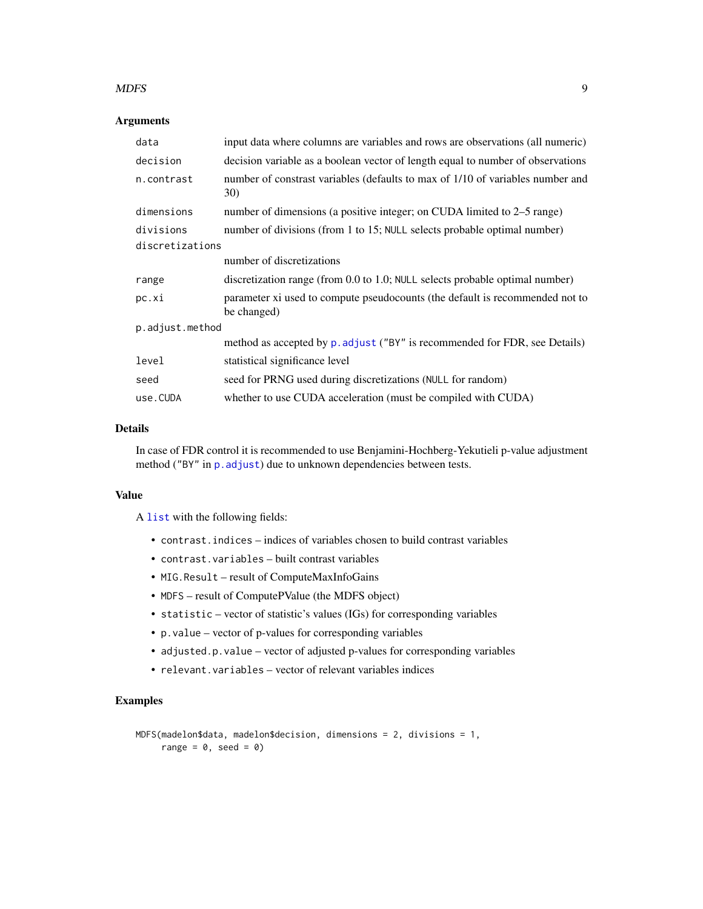### Arguments

| | |
|---|---|
| `data` | input data where columns are variables and rows are observations (all numeric) |
| `decision` | decision variable as a boolean vector of length equal to number of observations |
| `n.contrast` | number of constrast variables (defaults to max of 1/10 of variables number and 30) |
| `dimensions` | number of dimensions (a positive integer; on CUDA limited to 2–5 range) |
| `divisions` | number of divisions (from 1 to 15; `NULL` selects probable optimal number) |
| `discretizations` | number of discretizations |
| `range` | discretization range (from 0.0 to 1.0; `NULL` selects probable optimal number) |
| `pc.xi` | parameter xi used to compute pseudocounts (the default is recommended not to be changed) |
| `p.adjust.method` | method as accepted by `p.adjust` (`"BY"` is recommended for FDR, see Details) |
| `level` | statistical significance level |
| `seed` | seed for PRNG used during discretizations (`NULL` for random) |
| `use.CUDA` | whether to use CUDA acceleration (must be compiled with CUDA) |

### Details

In case of FDR control it is recommended to use Benjamini-Hochberg-Yekutieli p-value adjustment method (`"BY"` in `p.adjust`) due to unknown dependencies between tests.

### Value

A `list` with the following fields:

- `contrast.indices` – indices of variables chosen to build contrast variables
- `contrast.variables` – built contrast variables
- `MIG.Result` – result of ComputeMaxInfoGains
- `MDFS` – result of ComputePValue (the MDFS object)
- `statistic` – vector of statistic's values (IGs) for corresponding variables
- `p.value` – vector of p-values for corresponding variables
- `adjusted.p.value` – vector of adjusted p-values for corresponding variables
- `relevant.variables` – vector of relevant variables indices

### Examples

```
MDFS(madelon$data, madelon$decision, dimensions = 2, divisions = 1,
     range = 0, seed = 0)
```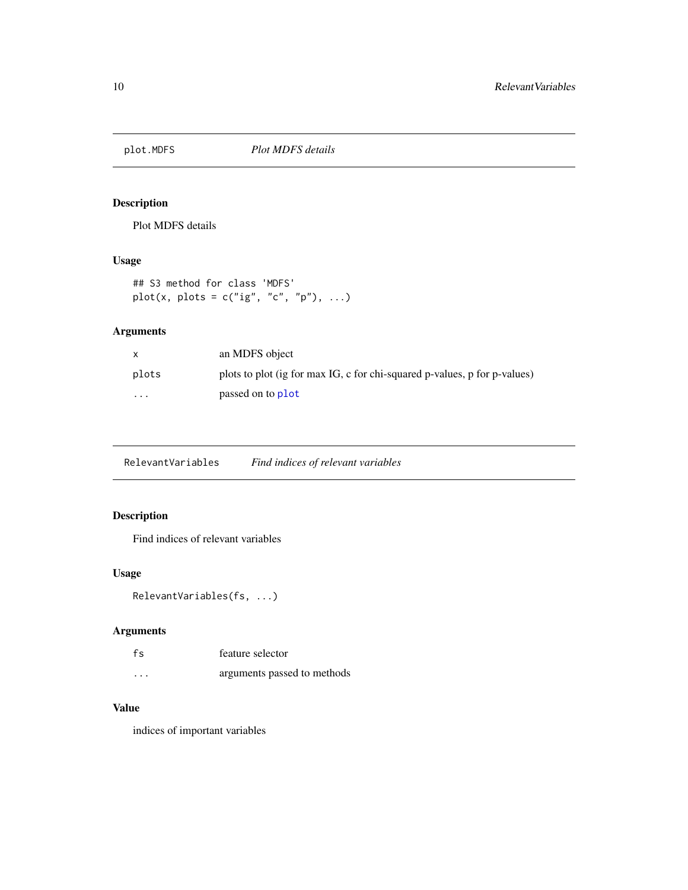## plot.MDFS — *Plot MDFS details*

### Description

Plot MDFS details

### Usage

```
## S3 method for class 'MDFS'
plot(x, plots = c("ig", "c", "p"), ...)
```

### Arguments

| | |
|---|---|
| `x` | an MDFS object |
| `plots` | plots to plot (ig for max IG, c for chi-squared p-values, p for p-values) |
| `...` | passed on to `plot` |

## RelevantVariables — *Find indices of relevant variables*

### Description

Find indices of relevant variables

### Usage

```
RelevantVariables(fs, ...)
```

### Arguments

| | |
|---|---|
| `fs` | feature selector |
| `...` | arguments passed to methods |

### Value

indices of important variables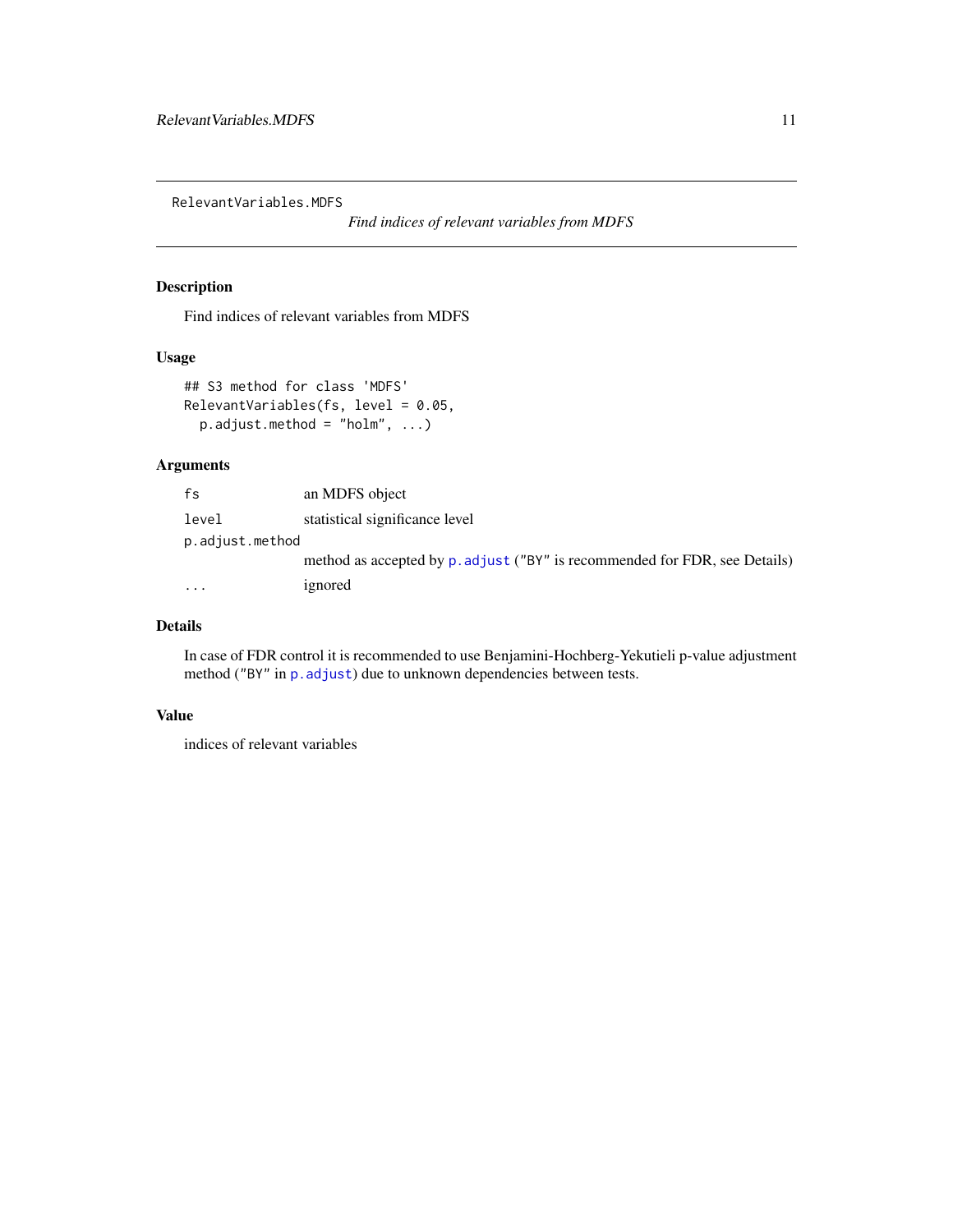RelevantVariables.MDFS

*Find indices of relevant variables from MDFS*

## Description

Find indices of relevant variables from MDFS

## Usage

```
## S3 method for class 'MDFS'
RelevantVariables(fs, level = 0.05,
  p.adjust.method = "holm", ...)
```

## Arguments

| | |
|---|---|
| fs | an MDFS object |
| level | statistical significance level |
| p.adjust.method | method as accepted by `p.adjust` ("BY" is recommended for FDR, see Details) |
| ... | ignored |

## Details

In case of FDR control it is recommended to use Benjamini-Hochberg-Yekutieli p-value adjustment method ("BY" in `p.adjust`) due to unknown dependencies between tests.

## Value

indices of relevant variables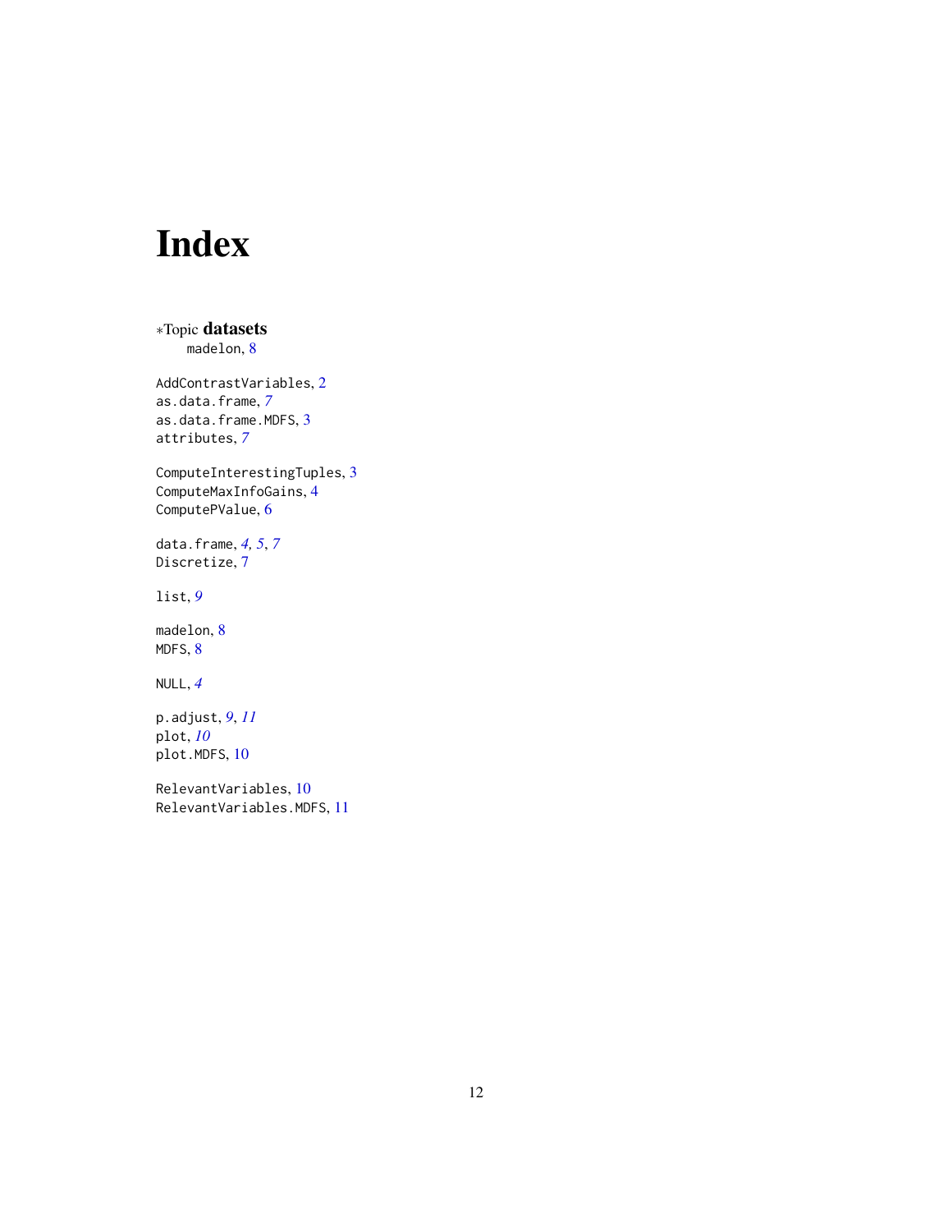# Index

*Topic **datasets**
    madelon, 8

AddContrastVariables, 2
as.data.frame, *7*
as.data.frame.MDFS, 3
attributes, *7*

ComputeInterestingTuples, 3
ComputeMaxInfoGains, 4
ComputePValue, 6

data.frame, *4*, *5*, *7*
Discretize, 7

list, *9*

madelon, 8
MDFS, 8

NULL, *4*

p.adjust, *9*, *11*
plot, *10*
plot.MDFS, 10

RelevantVariables, 10
RelevantVariables.MDFS, 11